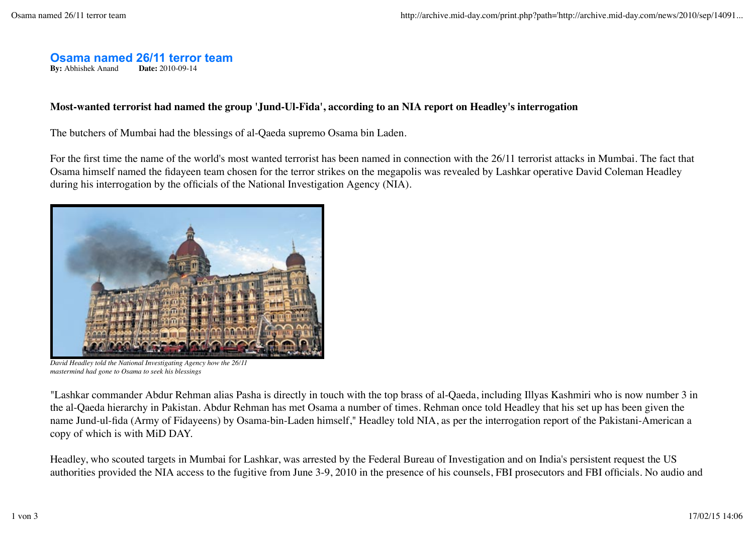# Osama named 26/11 terror team

**By:** Abhishek Anand **Date:** 2010-09-14

**Most-wanted terrorist had named the group 'Jund-Ul-Fida', according to an NIA report on Headley's interrogation**

The butchers of Mumbai had the blessings of al-Qaeda supremo Osama bin Laden.

For the first time the name of the world's most wanted terrorist has been named in connection with the 26/11 terrorist attacks in Mumbai. The fact that Osama himself named the fidayeen team chosen for the terror strikes on the megapolis was revealed by Lashkar operative David Coleman Headley during his interrogation by the officials of the National Investigation Agency (NIA).

*David Headley told the National Investigating Agency how the 26/11 mastermind had gone to Osama to seek his blessings*

"Lashkar commander Abdur Rehman alias Pasha is directly in touch with the top brass of al-Qaeda, including Illyas Kashmiri who is now number 3 in the al-Qaeda hierarchy in Pakistan. Abdur Rehman has met Osama a number of times. Rehman once told Headley that his set up has been given the name Jund-ul-fida (Army of Fidayeens) by Osama-bin-Laden himself," Headley told NIA, as per the interrogation report of the Pakistani-American a copy of which is with MiD DAY.

Headley, who scouted targets in Mumbai for Lashkar, was arrested by the Federal Bureau of Investigation and on India's persistent request the US authorities provided the NIA access to the fugitive from June 3-9, 2010 in the presence of his counsels, FBI prosecutors and FBI officials. No audio and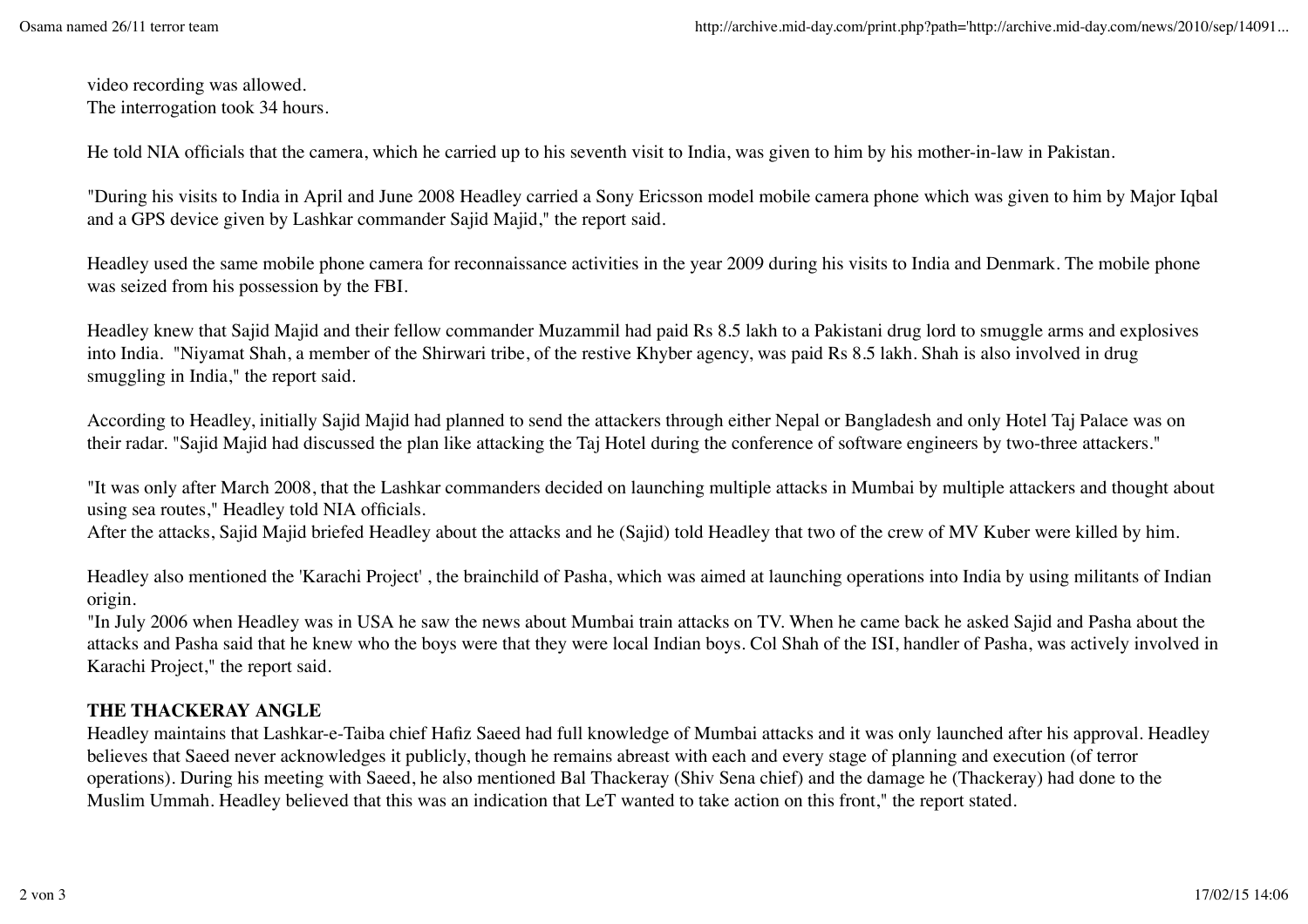video recording was allowed.
The interrogation took 34 hours.

He told NIA officials that the camera, which he carried up to his seventh visit to India, was given to him by his mother-in-law in Pakistan.

"During his visits to India in April and June 2008 Headley carried a Sony Ericsson model mobile camera phone which was given to him by Major Iqbal and a GPS device given by Lashkar commander Sajid Majid," the report said.

Headley used the same mobile phone camera for reconnaissance activities in the year 2009 during his visits to India and Denmark. The mobile phone was seized from his possession by the FBI.

Headley knew that Sajid Majid and their fellow commander Muzammil had paid Rs 8.5 lakh to a Pakistani drug lord to smuggle arms and explosives into India. "Niyamat Shah, a member of the Shirwari tribe, of the restive Khyber agency, was paid Rs 8.5 lakh. Shah is also involved in drug smuggling in India," the report said.

According to Headley, initially Sajid Majid had planned to send the attackers through either Nepal or Bangladesh and only Hotel Taj Palace was on their radar. "Sajid Majid had discussed the plan like attacking the Taj Hotel during the conference of software engineers by two-three attackers."

"It was only after March 2008, that the Lashkar commanders decided on launching multiple attacks in Mumbai by multiple attackers and thought about using sea routes," Headley told NIA officials.
After the attacks, Sajid Majid briefed Headley about the attacks and he (Sajid) told Headley that two of the crew of MV Kuber were killed by him.

Headley also mentioned the 'Karachi Project' , the brainchild of Pasha, which was aimed at launching operations into India by using militants of Indian origin.
"In July 2006 when Headley was in USA he saw the news about Mumbai train attacks on TV. When he came back he asked Sajid and Pasha about the attacks and Pasha said that he knew who the boys were that they were local Indian boys. Col Shah of the ISI, handler of Pasha, was actively involved in Karachi Project," the report said.

**THE THACKERAY ANGLE**

Headley maintains that Lashkar-e-Taiba chief Hafiz Saeed had full knowledge of Mumbai attacks and it was only launched after his approval. Headley believes that Saeed never acknowledges it publicly, though he remains abreast with each and every stage of planning and execution (of terror operations). During his meeting with Saeed, he also mentioned Bal Thackeray (Shiv Sena chief) and the damage he (Thackeray) had done to the Muslim Ummah. Headley believed that this was an indication that LeT wanted to take action on this front," the report stated.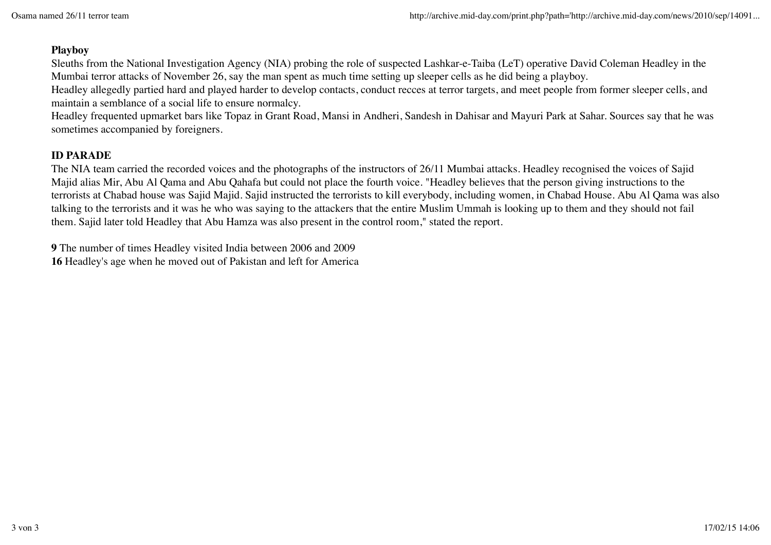**Playboy**

Sleuths from the National Investigation Agency (NIA) probing the role of suspected Lashkar-e-Taiba (LeT) operative David Coleman Headley in the Mumbai terror attacks of November 26, say the man spent as much time setting up sleeper cells as he did being a playboy.

Headley allegedly partied hard and played harder to develop contacts, conduct recces at terror targets, and meet people from former sleeper cells, and maintain a semblance of a social life to ensure normalcy.

Headley frequented upmarket bars like Topaz in Grant Road, Mansi in Andheri, Sandesh in Dahisar and Mayuri Park at Sahar. Sources say that he was sometimes accompanied by foreigners.

**ID PARADE**

The NIA team carried the recorded voices and the photographs of the instructors of 26/11 Mumbai attacks. Headley recognised the voices of Sajid Majid alias Mir, Abu Al Qama and Abu Qahafa but could not place the fourth voice. "Headley believes that the person giving instructions to the terrorists at Chabad house was Sajid Majid. Sajid instructed the terrorists to kill everybody, including women, in Chabad House. Abu Al Qama was also talking to the terrorists and it was he who was saying to the attackers that the entire Muslim Ummah is looking up to them and they should not fail them. Sajid later told Headley that Abu Hamza was also present in the control room," stated the report.

**9** The number of times Headley visited India between 2006 and 2009

**16** Headley's age when he moved out of Pakistan and left for America